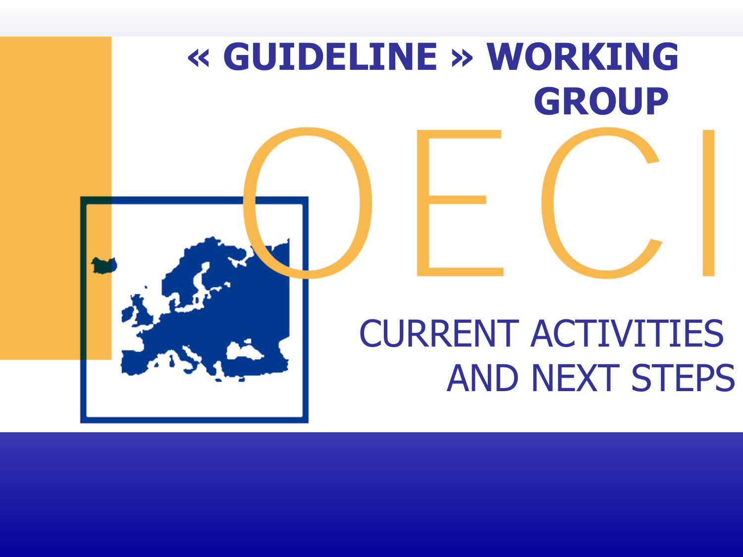# « GUIDELINE » WORKING GROUP

OECI

## CURRENT ACTIVITIES AND NEXT STEPS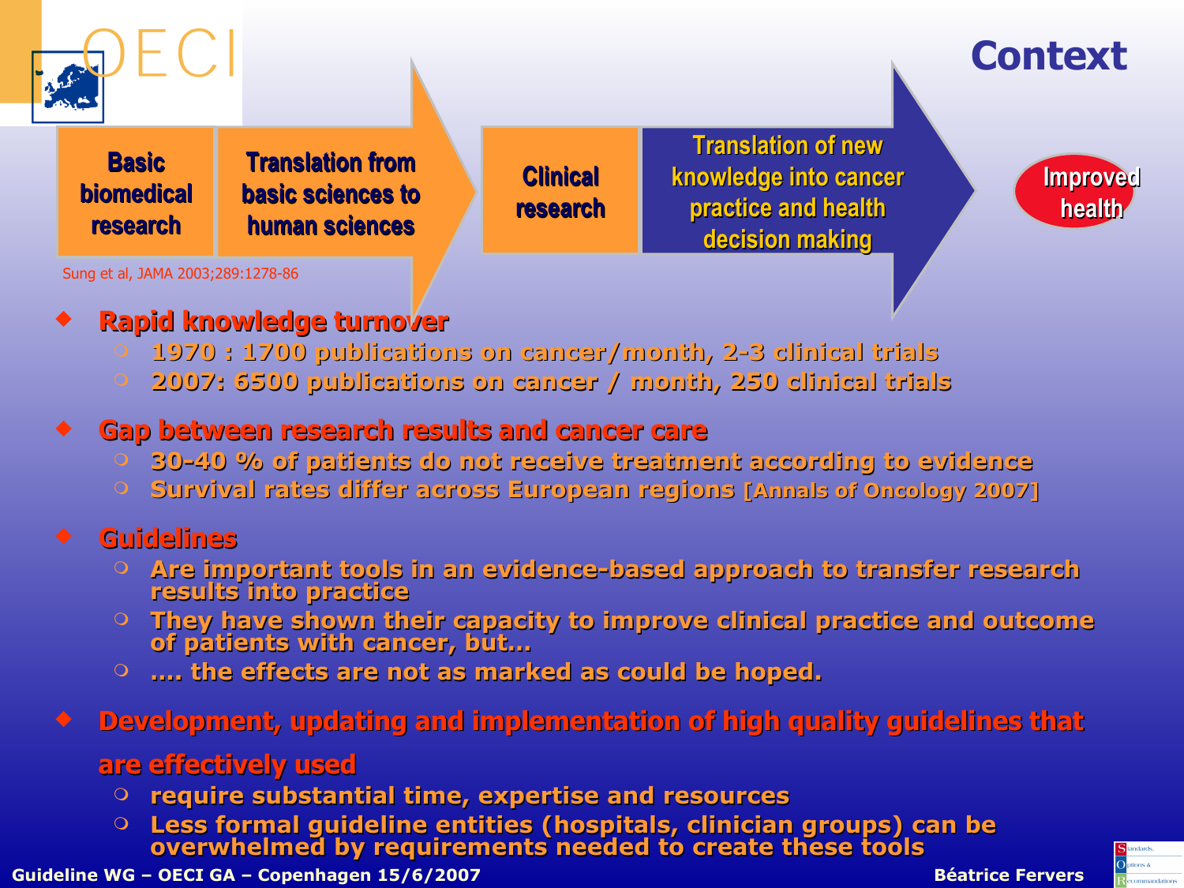# Context

Basic biomedical research → Translation from basic sciences to human sciences → Clinical research → Translation of new knowledge into cancer practice and health decision making → Improved health

Sung et al, JAMA 2003;289:1278-86

- **Rapid knowledge turnover**
  - 1970 : 1700 publications on cancer/month, 2-3 clinical trials
  - 2007: 6500 publications on cancer / month, 250 clinical trials
- **Gap between research results and cancer care**
  - 30-40 % of patients do not receive treatment according to evidence
  - Survival rates differ across European regions [Annals of Oncology 2007]
- **Guidelines**
  - Are important tools in an evidence-based approach to transfer research results into practice
  - They have shown their capacity to improve clinical practice and outcome of patients with cancer, but…
  - …. the effects are not as marked as could be hoped.
- **Development, updating and implementation of high quality guidelines that are effectively used**
  - require substantial time, expertise and resources
  - Less formal guideline entities (hospitals, clinician groups) can be overwhelmed by requirements needed to create these tools

Guideline WG – OECI GA – Copenhagen 15/6/2007

Béatrice Fervers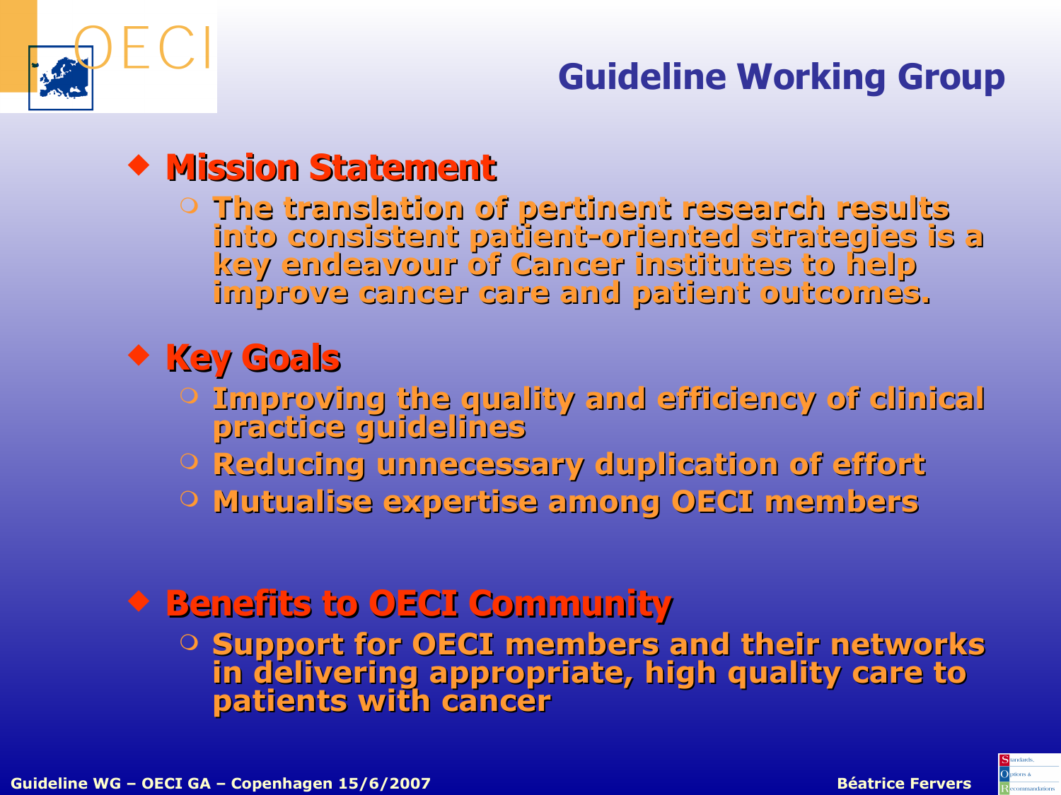# Guideline Working Group

- **Mission Statement**
  - The translation of pertinent research results into consistent patient-oriented strategies is a key endeavour of Cancer institutes to help improve cancer care and patient outcomes.
- **Key Goals**
  - Improving the quality and efficiency of clinical practice guidelines
  - Reducing unnecessary duplication of effort
  - Mutualise expertise among OECI members
- **Benefits to OECI Community**
  - Support for OECI members and their networks in delivering appropriate, high quality care to patients with cancer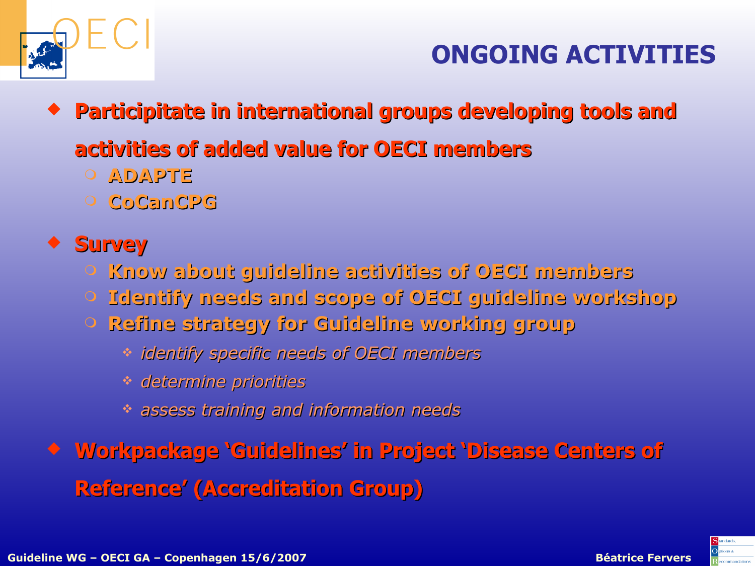# ONGOING ACTIVITIES

- **Participitate in international groups developing tools and activities of added value for OECI members**
  - **ADAPTE**
  - **CoCanCPG**
- **Survey**
  - **Know about guideline activities of OECI members**
  - **Identify needs and scope of OECI guideline workshop**
  - **Refine strategy for Guideline working group**
    - *identify specific needs of OECI members*
    - *determine priorities*
    - *assess training and information needs*
- **Workpackage 'Guidelines' in Project 'Disease Centers of Reference' (Accreditation Group)**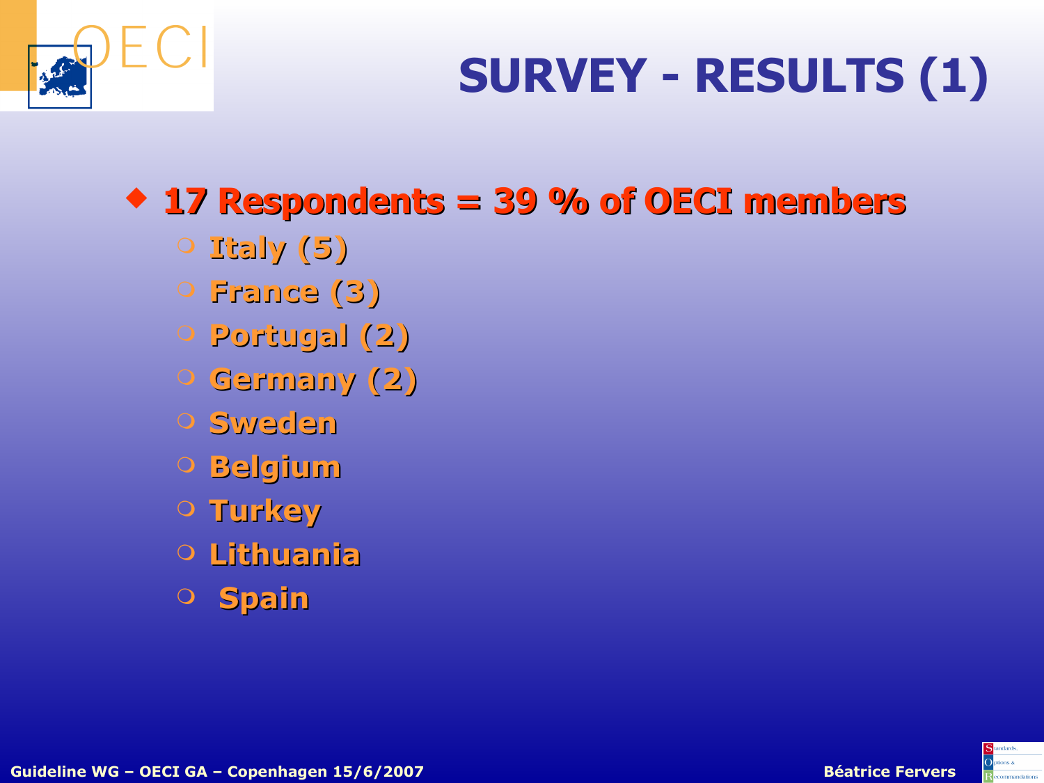# SURVEY - RESULTS (1)

- **17 Respondents = 39 % of OECI members**
  - Italy (5)
  - France (3)
  - Portugal (2)
  - Germany (2)
  - Sweden
  - Belgium
  - Turkey
  - Lithuania
  - Spain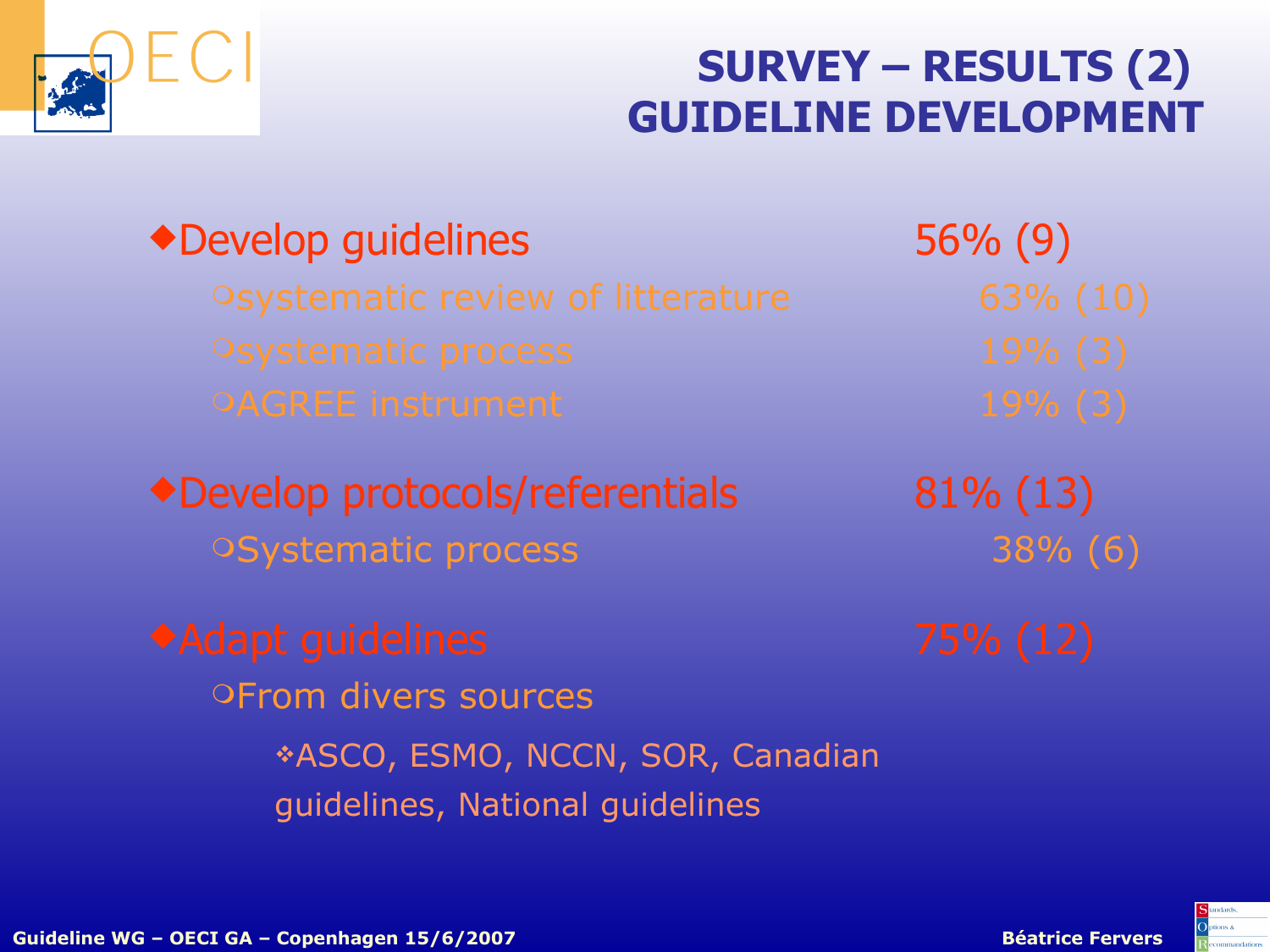# SURVEY – RESULTS (2)
## GUIDELINE DEVELOPMENT

- Develop guidelines — 56% (9)
  - systematic review of litterature — 63% (10)
  - systematic process — 19% (3)
  - AGREE instrument — 19% (3)
- Develop protocols/referentials — 81% (13)
  - Systematic process — 38% (6)
- Adapt guidelines — 75% (12)
  - From divers sources
    - ASCO, ESMO, NCCN, SOR, Canadian guidelines, National guidelines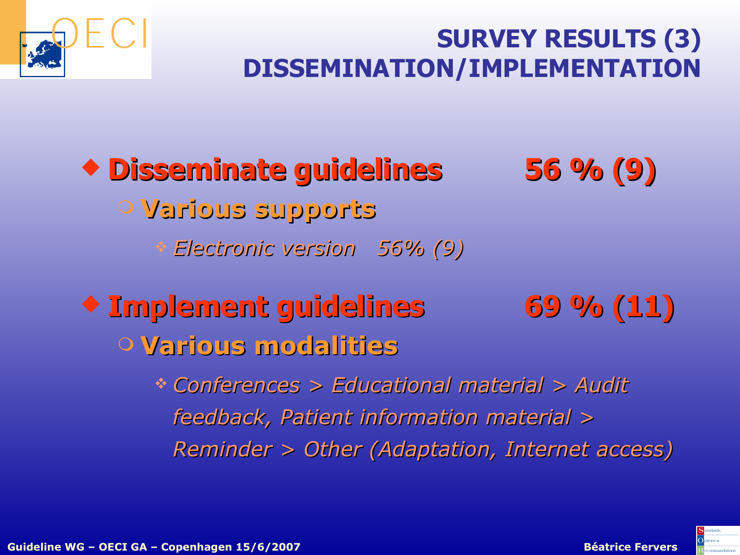# SURVEY RESULTS (3)
# DISSEMINATION/IMPLEMENTATION

- **Disseminate guidelines** **56 % (9)**
  - **Various supports**
    - *Electronic version 56% (9)*
- **Implement guidelines** **69 % (11)**
  - **Various modalities**
    - *Conferences > Educational material > Audit feedback, Patient information material > Reminder > Other (Adaptation, Internet access)*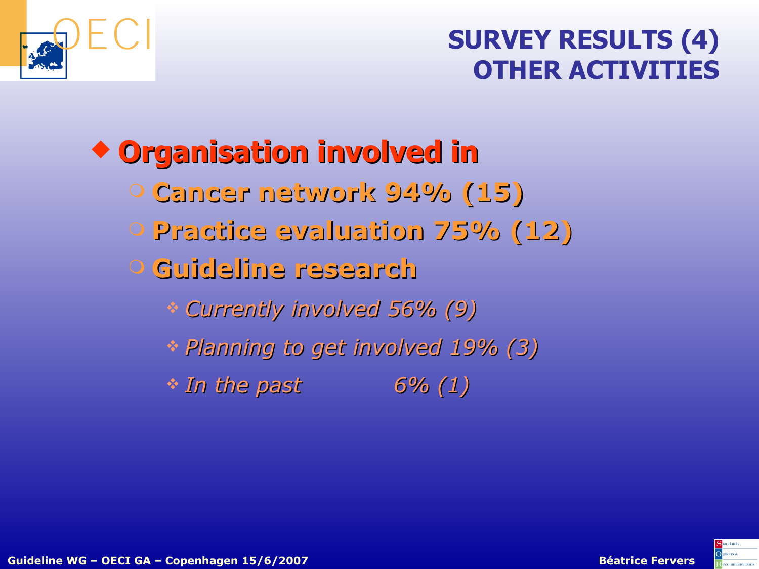# SURVEY RESULTS (4)
# OTHER ACTIVITIES

- **Organisation involved in**
  - **Cancer network 94% (15)**
  - **Practice evaluation 75% (12)**
  - **Guideline research**
    - *Currently involved 56% (9)*
    - *Planning to get involved 19% (3)*
    - *In the past 6% (1)*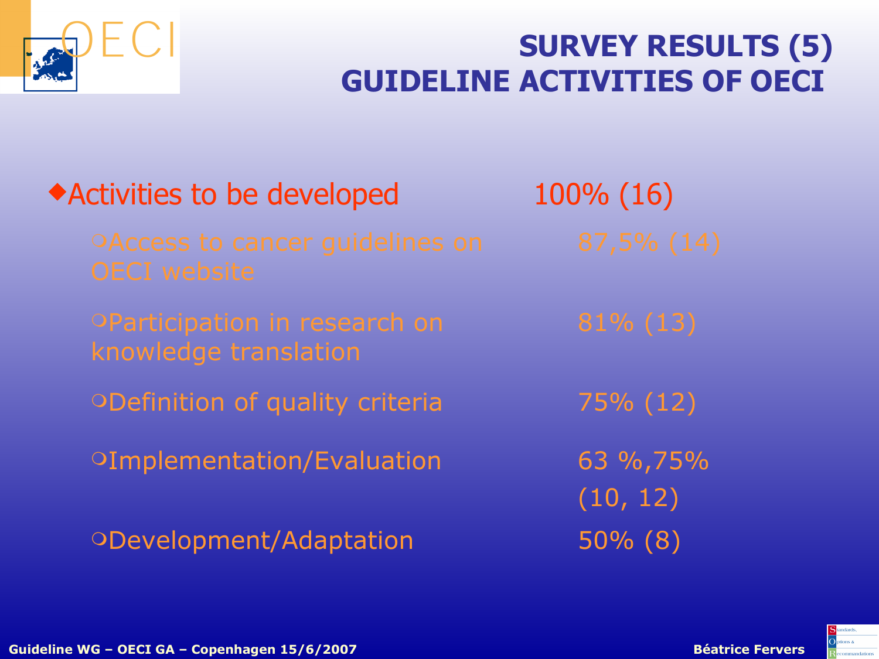# SURVEY RESULTS (5)
# GUIDELINE ACTIVITIES OF OECI

- Activities to be developed — 100% (16)
  - Access to cancer guidelines on OECI website — 87,5% (14)
  - Participation in research on knowledge translation — 81% (13)
  - Definition of quality criteria — 75% (12)
  - Implementation/Evaluation — 63 %,75% (10, 12)
  - Development/Adaptation — 50% (8)

Guideline WG – OECI GA – Copenhagen 15/6/2007

Béatrice Fervers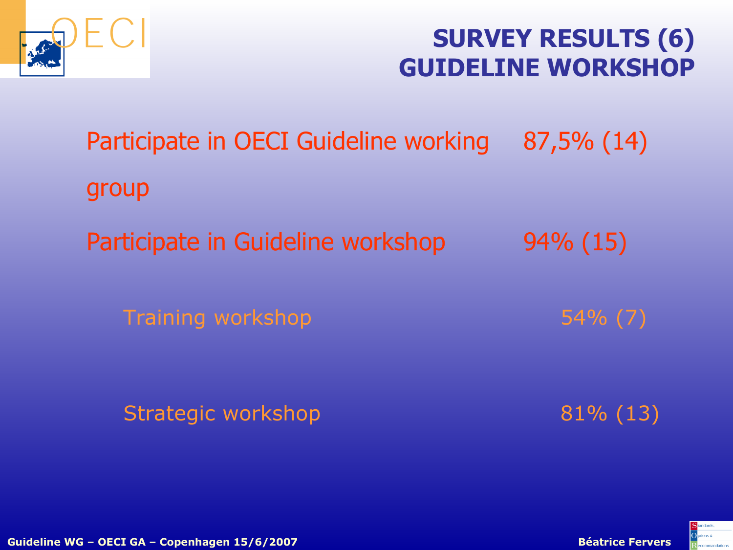# SURVEY RESULTS (6)
# GUIDELINE WORKSHOP

| | |
|---|---|
| Participate in OECI Guideline working group | 87,5% (14) |
| Participate in Guideline workshop | 94% (15) |
| Training workshop | 54% (7) |
| Strategic workshop | 81% (13) |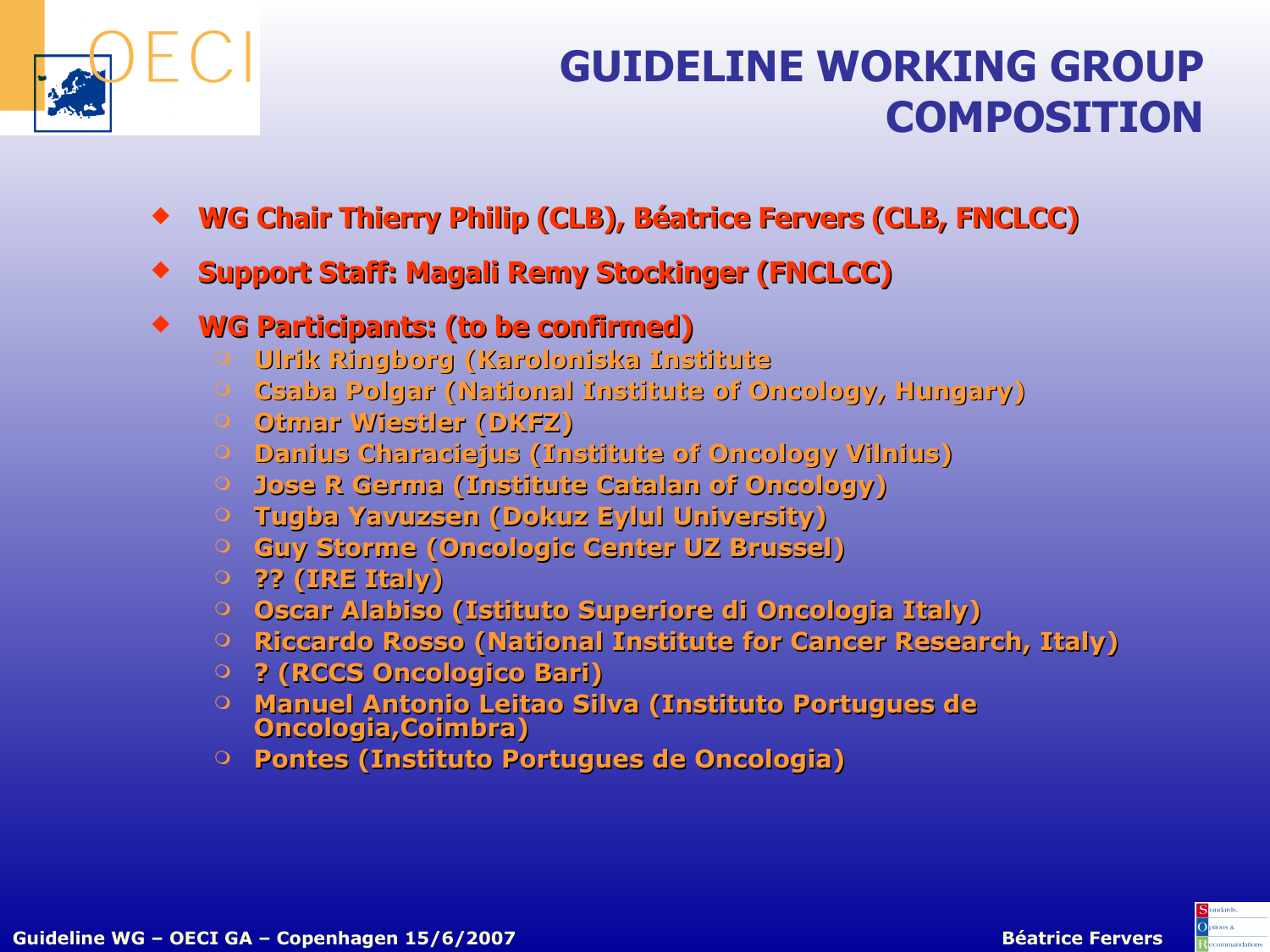# GUIDELINE WORKING GROUP COMPOSITION

- **WG Chair Thierry Philip (CLB), Béatrice Fervers (CLB, FNCLCC)**
- **Support Staff: Magali Remy Stockinger (FNCLCC)**
- **WG Participants: (to be confirmed)**
  - Ulrik Ringborg (Karoloniska Institute
  - Csaba Polgar (National Institute of Oncology, Hungary)
  - Otmar Wiestler (DKFZ)
  - Danius Characiejus (Institute of Oncology Vilnius)
  - Jose R Germa (Institute Catalan of Oncology)
  - Tugba Yavuzsen (Dokuz Eylul University)
  - Guy Storme (Oncologic Center UZ Brussel)
  - ?? (IRE Italy)
  - Oscar Alabiso (Istituto Superiore di Oncologia Italy)
  - Riccardo Rosso (National Institute for Cancer Research, Italy)
  - ? (RCCS Oncologico Bari)
  - Manuel Antonio Leitao Silva (Instituto Portugues de Oncologia,Coimbra)
  - Pontes (Instituto Portugues de Oncologia)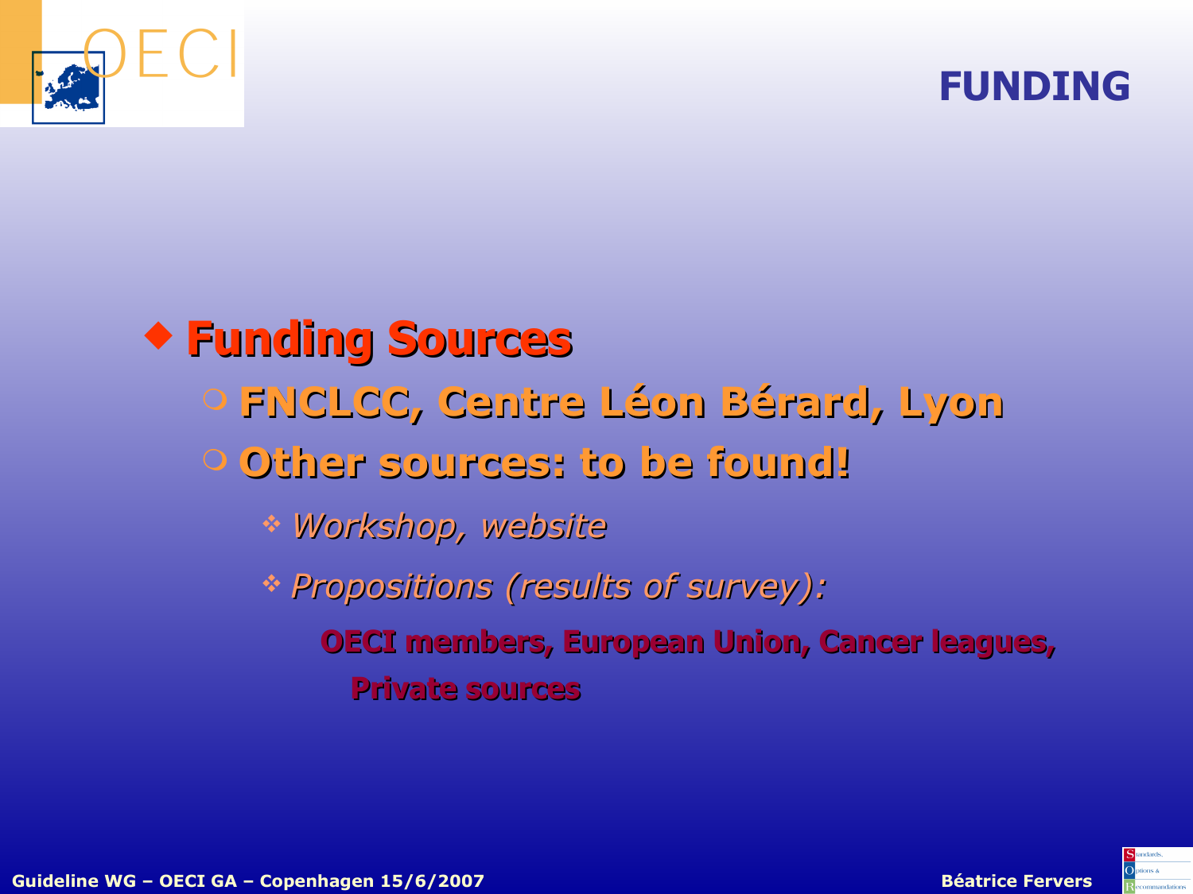# FUNDING

- **Funding Sources**
  - **FNCLCC, Centre Léon Bérard, Lyon**
  - **Other sources: to be found!**
    - *Workshop, website*
    - *Propositions (results of survey):*

      **OECI members, European Union, Cancer leagues, Private sources**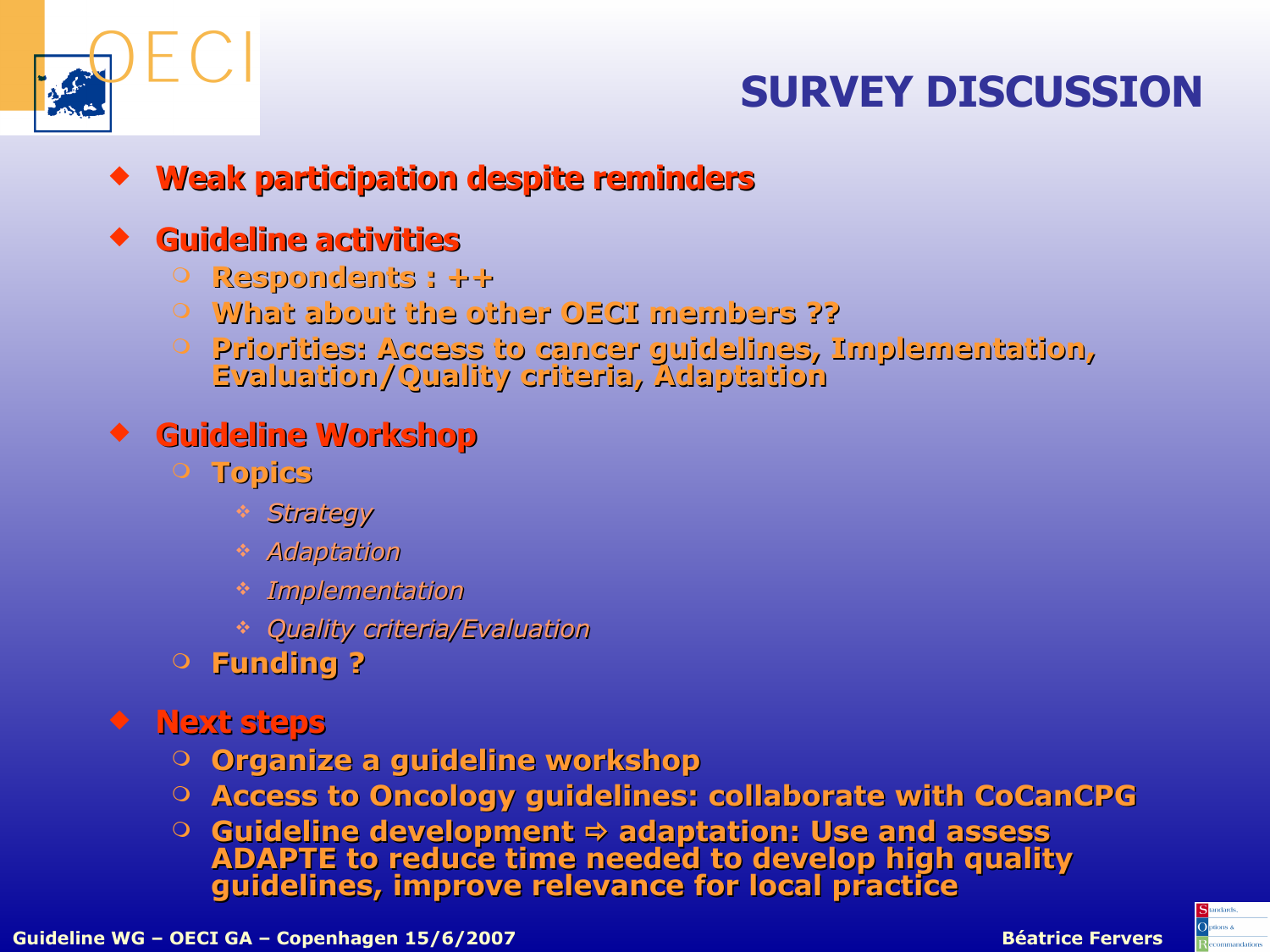# SURVEY DISCUSSION

- **Weak participation despite reminders**
- **Guideline activities**
  - **Respondents : ++**
  - **What about the other OECI members ??**
  - **Priorities: Access to cancer guidelines, Implementation, Evaluation/Quality criteria, Adaptation**
- **Guideline Workshop**
  - **Topics**
    - *Strategy*
    - *Adaptation*
    - *Implementation*
    - *Quality criteria/Evaluation*
  - **Funding ?**
- **Next steps**
  - **Organize a guideline workshop**
  - **Access to Oncology guidelines: collaborate with CoCanCPG**
  - **Guideline development ⇨ adaptation: Use and assess ADAPTE to reduce time needed to develop high quality guidelines, improve relevance for local practice**

Guideline WG – OECI GA – Copenhagen 15/6/2007 — Béatrice Fervers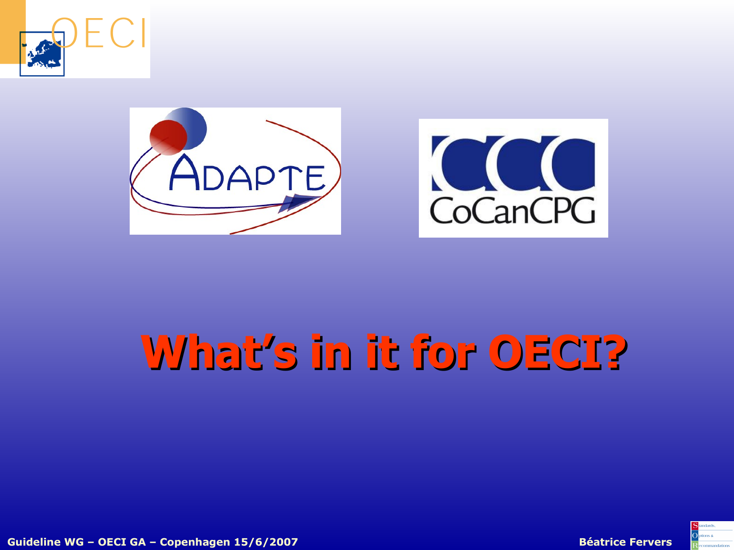# What's in it for OECI?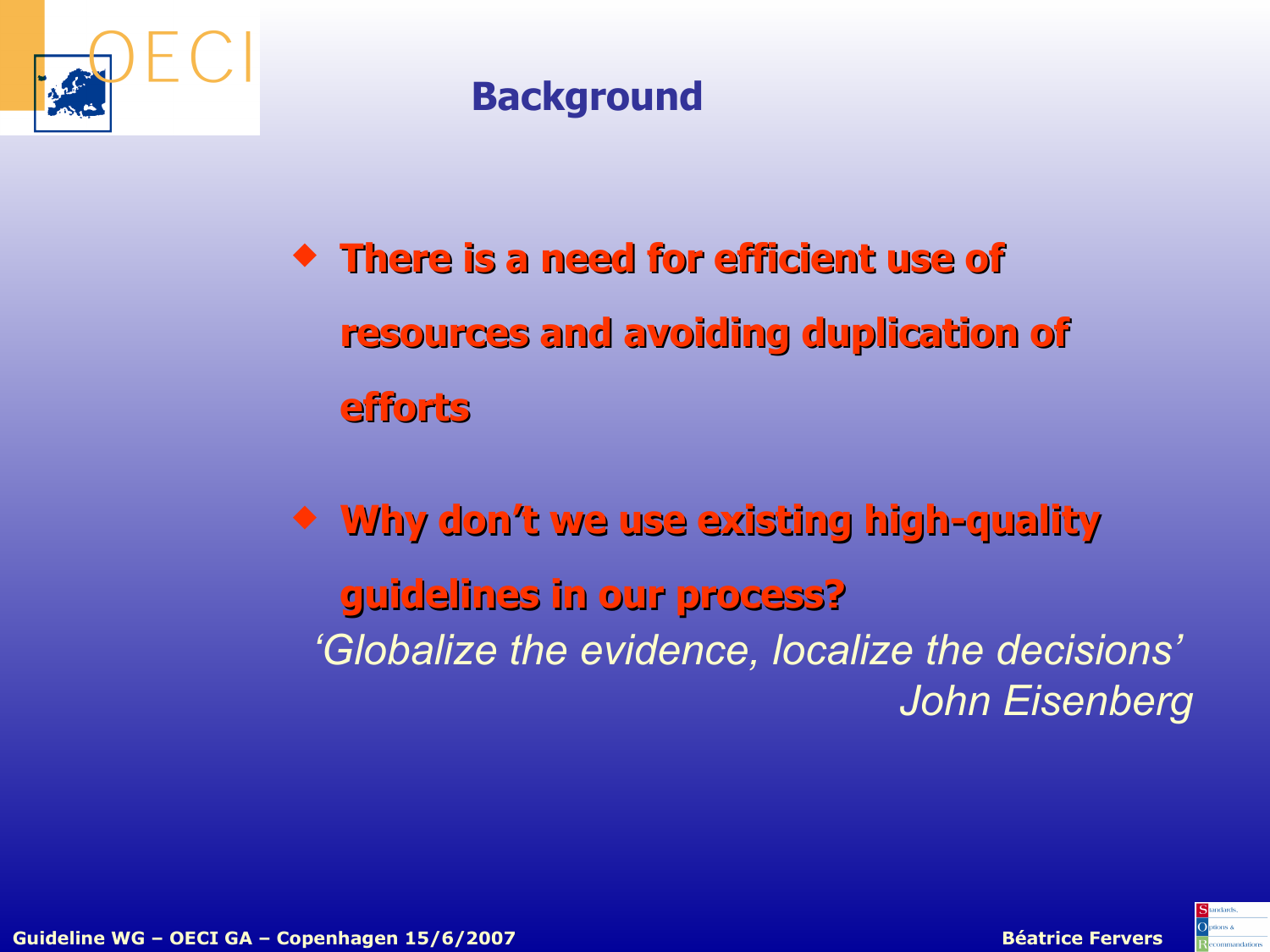# Background

- **There is a need for efficient use of resources and avoiding duplication of efforts**

- **Why don't we use existing high-quality guidelines in our process?**

*'Globalize the evidence, localize the decisions'*
*John Eisenberg*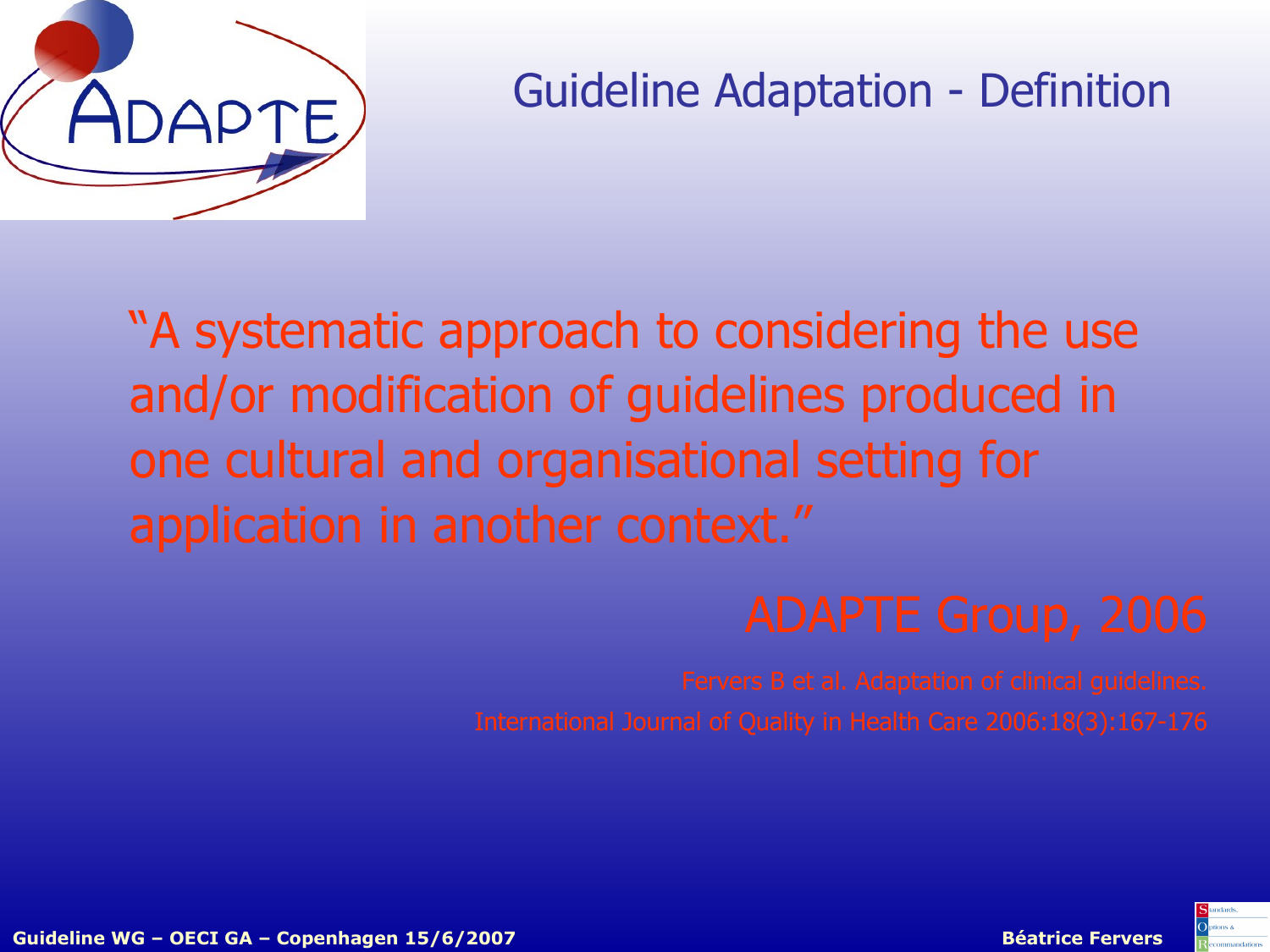# Guideline Adaptation - Definition

"A systematic approach to considering the use and/or modification of guidelines produced in one cultural and organisational setting for application in another context."

ADAPTE Group, 2006

Fervers B et al. Adaptation of clinical guidelines. International Journal of Quality in Health Care 2006:18(3):167-176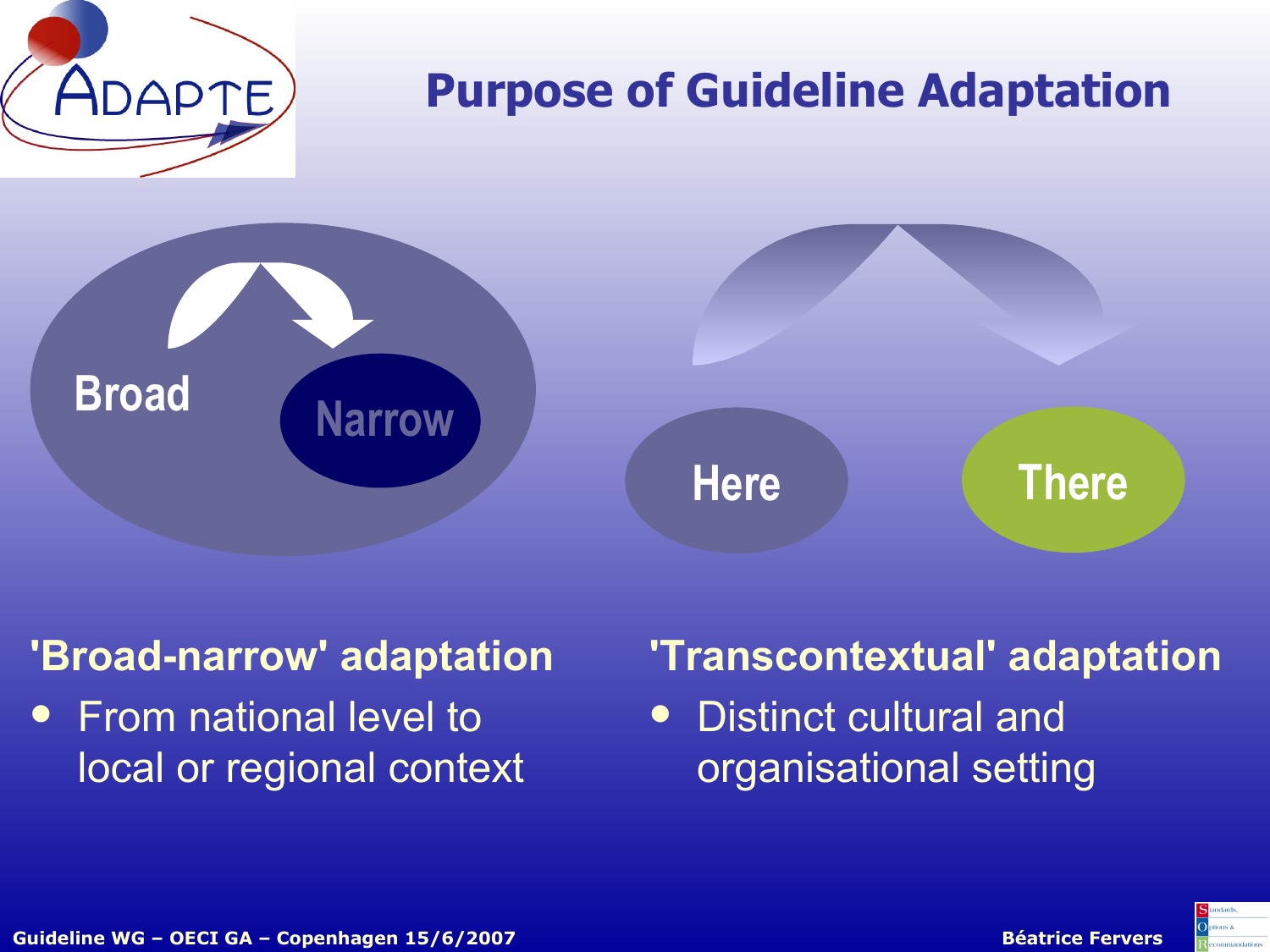# Purpose of Guideline Adaptation

Broad

Narrow

Here

There

**'Broad-narrow' adaptation**

- From national level to local or regional context

**'Transcontextual' adaptation**

- Distinct cultural and organisational setting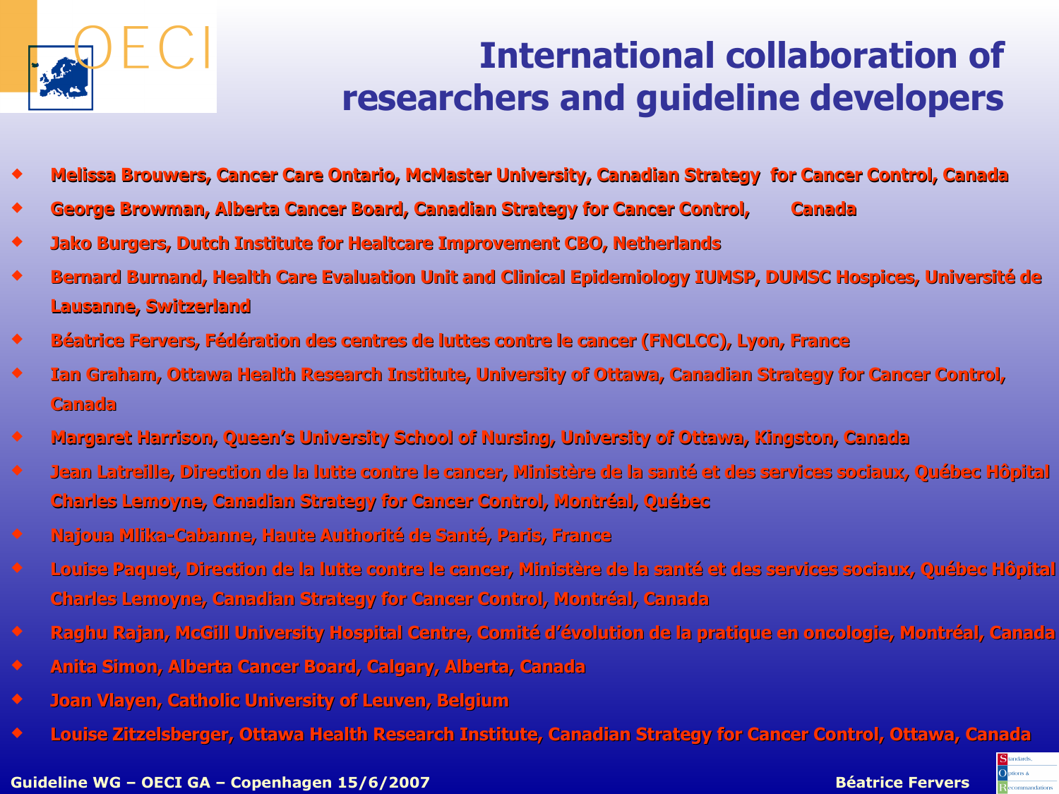# International collaboration of researchers and guideline developers

- **Melissa Brouwers, Cancer Care Ontario, McMaster University, Canadian Strategy for Cancer Control, Canada**
- **George Browman, Alberta Cancer Board, Canadian Strategy for Cancer Control, Canada**
- **Jako Burgers, Dutch Institute for Healtcare Improvement CBO, Netherlands**
- **Bernard Burnand, Health Care Evaluation Unit and Clinical Epidemiology IUMSP, DUMSC Hospices, Université de Lausanne, Switzerland**
- **Béatrice Fervers, Fédération des centres de luttes contre le cancer (FNCLCC), Lyon, France**
- **Ian Graham, Ottawa Health Research Institute, University of Ottawa, Canadian Strategy for Cancer Control, Canada**
- **Margaret Harrison, Queen's University School of Nursing, University of Ottawa, Kingston, Canada**
- **Jean Latreille, Direction de la lutte contre le cancer, Ministère de la santé et des services sociaux, Québec Hôpital Charles Lemoyne, Canadian Strategy for Cancer Control, Montréal, Québec**
- **Najoua Mlika-Cabanne, Haute Authorité de Santé, Paris, France**
- **Louise Paquet, Direction de la lutte contre le cancer, Ministère de la santé et des services sociaux, Québec Hôpital Charles Lemoyne, Canadian Strategy for Cancer Control, Montréal, Canada**
- **Raghu Rajan, McGill University Hospital Centre, Comité d'évolution de la pratique en oncologie, Montréal, Canada**
- **Anita Simon, Alberta Cancer Board, Calgary, Alberta, Canada**
- **Joan Vlayen, Catholic University of Leuven, Belgium**
- **Louise Zitzelsberger, Ottawa Health Research Institute, Canadian Strategy for Cancer Control, Ottawa, Canada**

**Guideline WG – OECI GA – Copenhagen 15/6/2007** **Béatrice Fervers**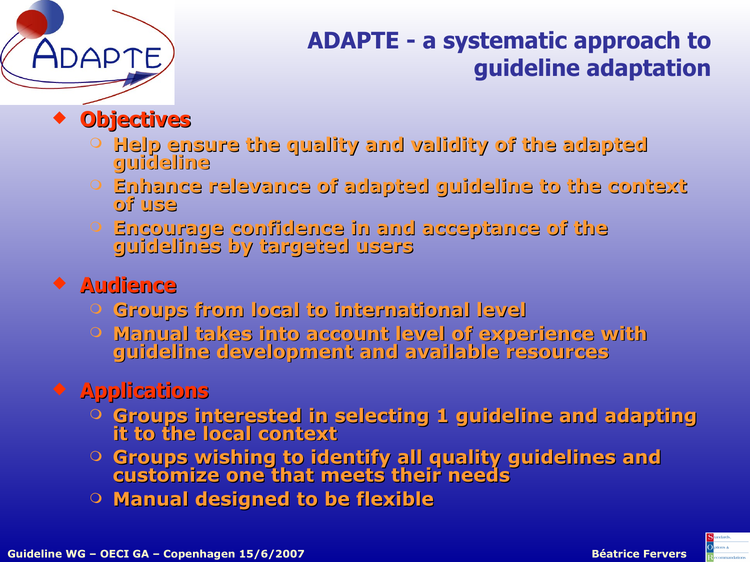# ADAPTE - a systematic approach to guideline adaptation

- **Objectives**
  - Help ensure the quality and validity of the adapted guideline
  - Enhance relevance of adapted guideline to the context of use
  - Encourage confidence in and acceptance of the guidelines by targeted users
- **Audience**
  - Groups from local to international level
  - Manual takes into account level of experience with guideline development and available resources
- **Applications**
  - Groups interested in selecting 1 guideline and adapting it to the local context
  - Groups wishing to identify all quality guidelines and customize one that meets their needs
  - Manual designed to be flexible

Guideline WG – OECI GA – Copenhagen 15/6/2007 Béatrice Fervers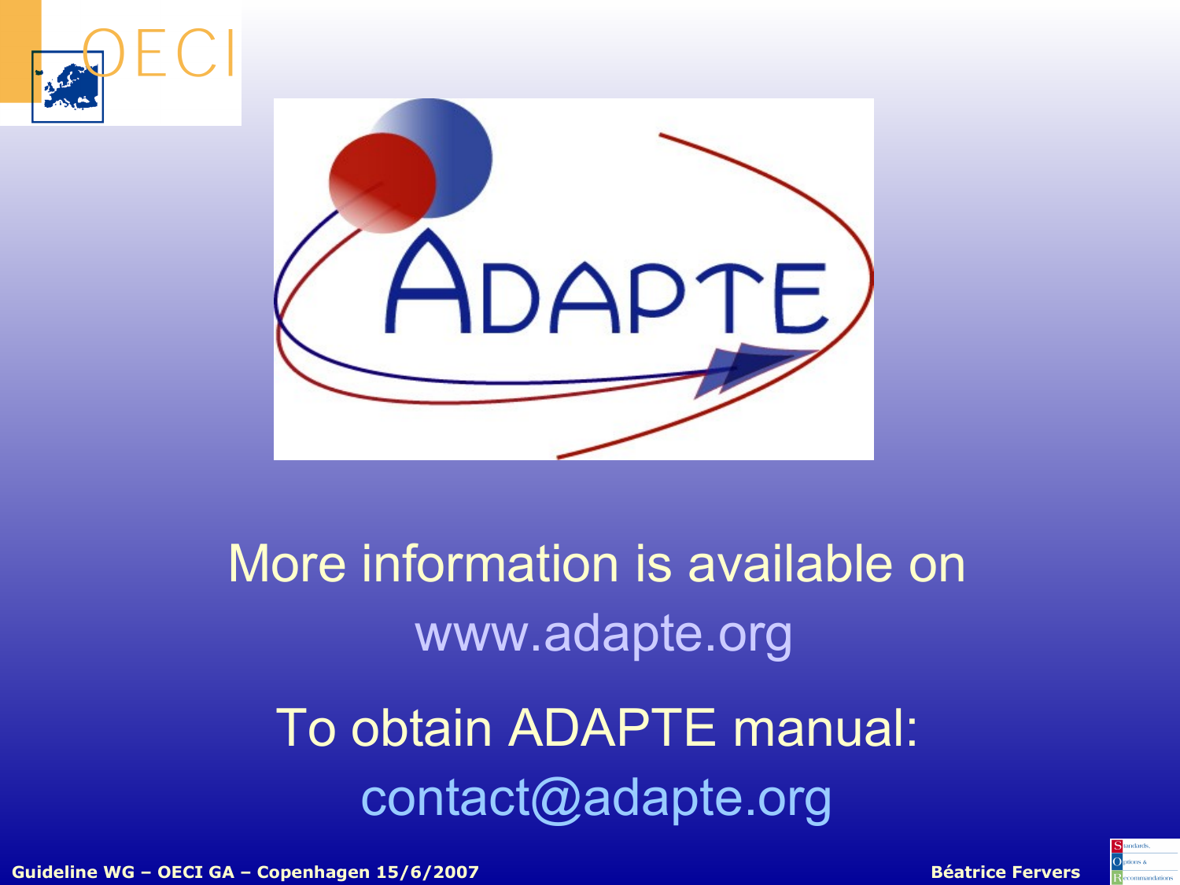More information is available on www.adapte.org

To obtain ADAPTE manual: contact@adapte.org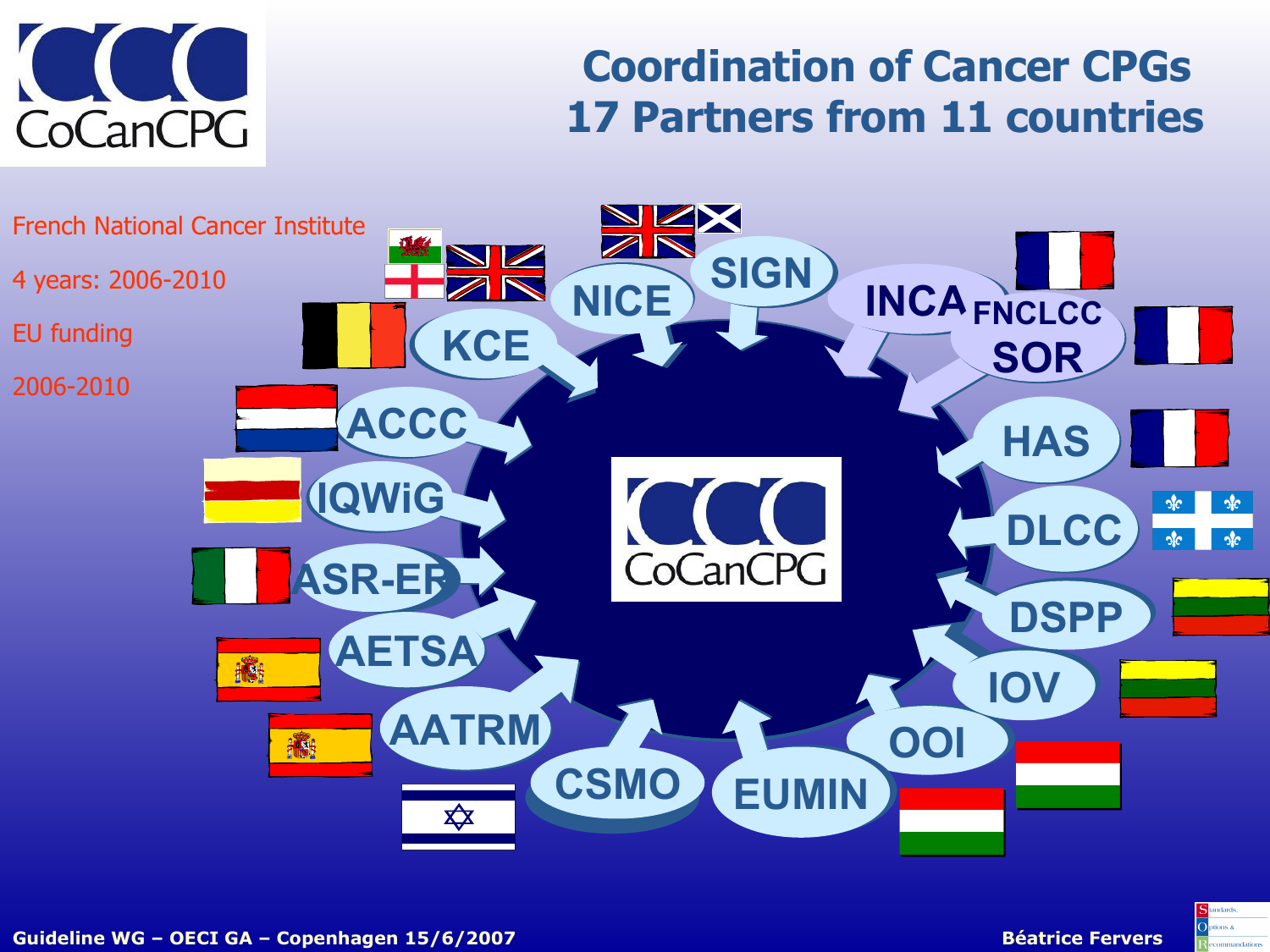# Coordination of Cancer CPGs
## 17 Partners from 11 countries

CoCanCPG

French National Cancer Institute

4 years: 2006-2010

EU funding

2006-2010

- NICE
- SIGN
- INCA
- FNCLCC SOR
- HAS
- DLCC
- DSPP
- IOV
- OOI
- EUMIN
- CSMO
- AATRM
- AETSA
- ASR-ER
- IQWiG
- ACCC
- KCE

Guideline WG – OECI GA – Copenhagen 15/6/2007

Béatrice Fervers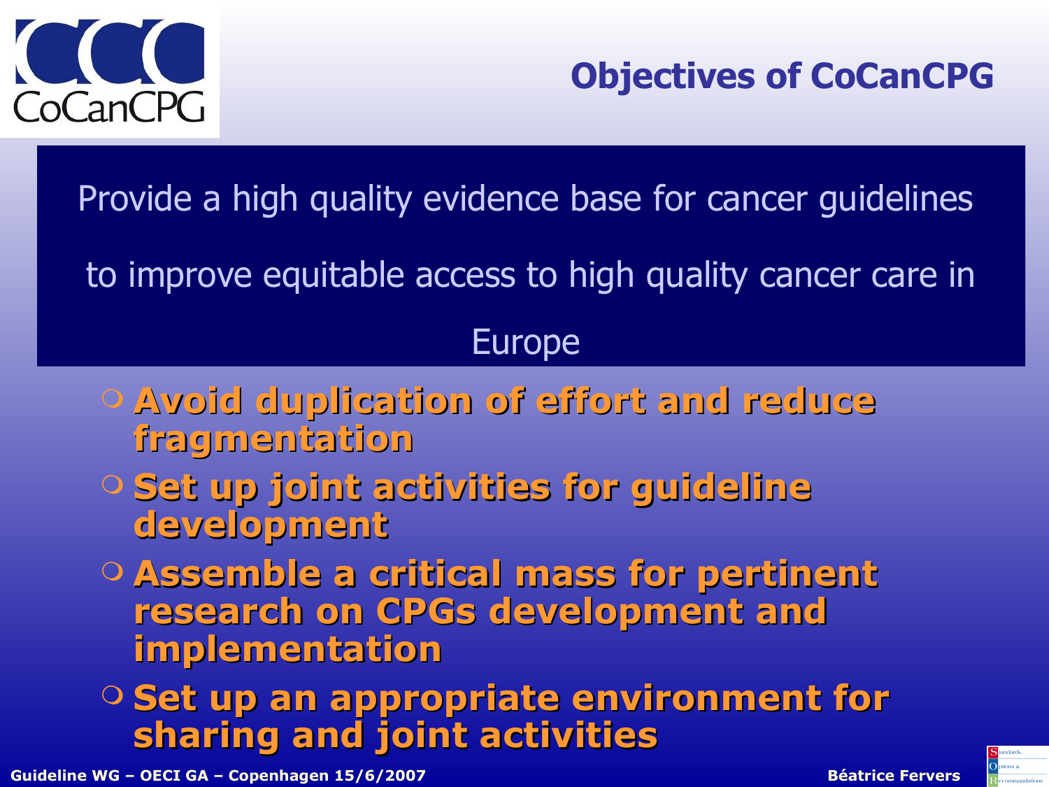# Objectives of CoCanCPG

Provide a high quality evidence base for cancer guidelines to improve equitable access to high quality cancer care in Europe

- **Avoid duplication of effort and reduce fragmentation**
- **Set up joint activities for guideline development**
- **Assemble a critical mass for pertinent research on CPGs development and implementation**
- **Set up an appropriate environment for sharing and joint activities**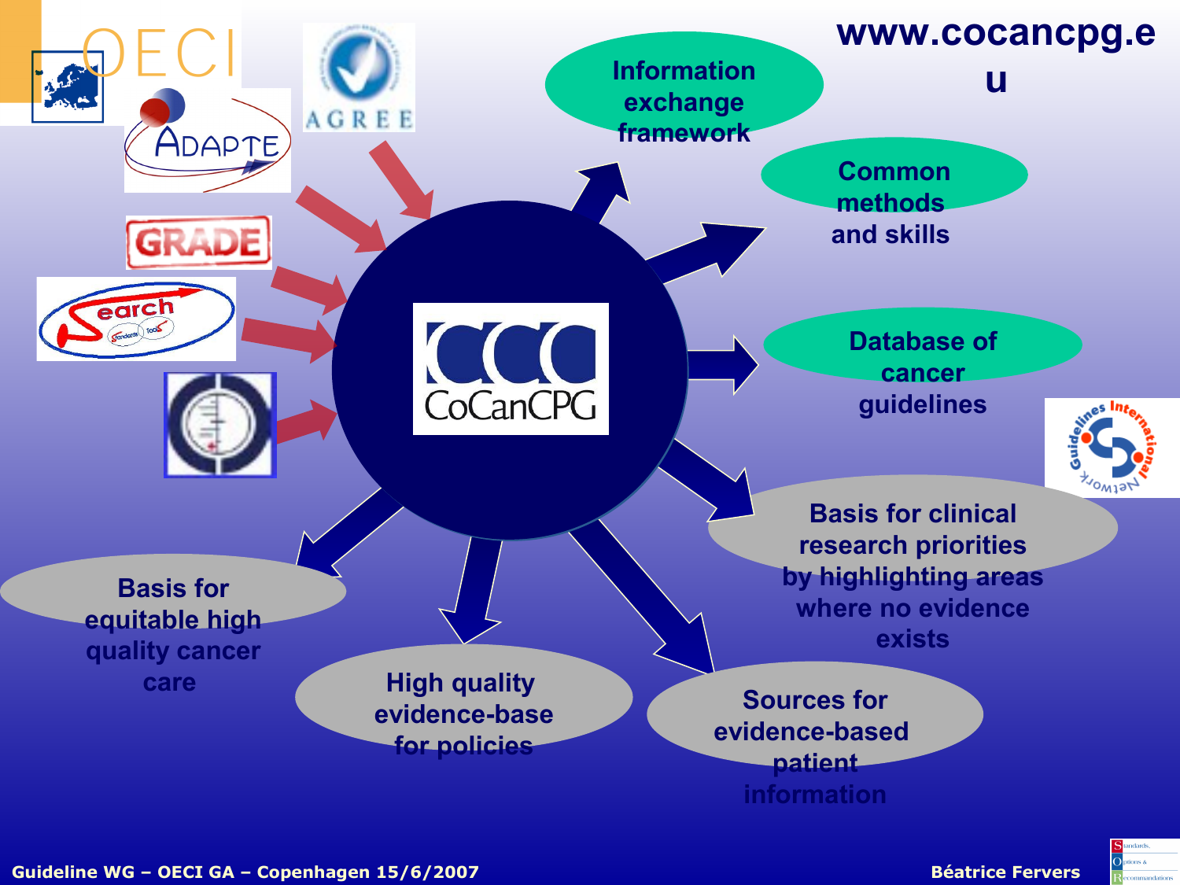www.cocancpg.eu

CoCanCPG

- Information exchange framework
- Common methods and skills
- Database of cancer guidelines
- Basis for clinical research priorities by highlighting areas where no evidence exists
- Sources for evidence-based patient information
- High quality evidence-base for policies
- Basis for equitable high quality cancer care

Guideline WG – OECI GA – Copenhagen 15/6/2007

Béatrice Fervers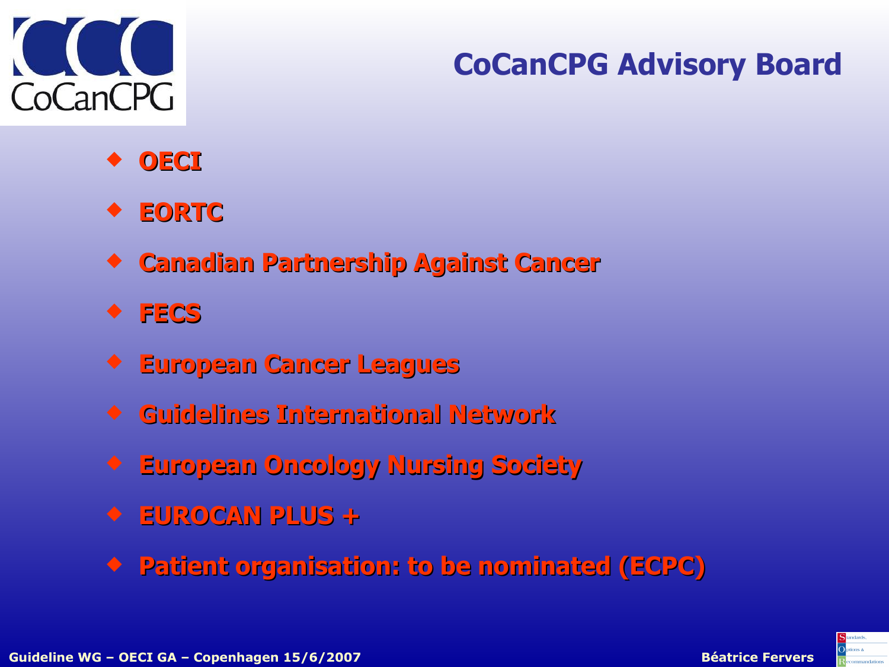# CoCanCPG Advisory Board

- **OECI**
- **EORTC**
- **Canadian Partnership Against Cancer**
- **FECS**
- **European Cancer Leagues**
- **Guidelines International Network**
- **European Oncology Nursing Society**
- **EUROCAN PLUS +**
- **Patient organisation: to be nominated (ECPC)**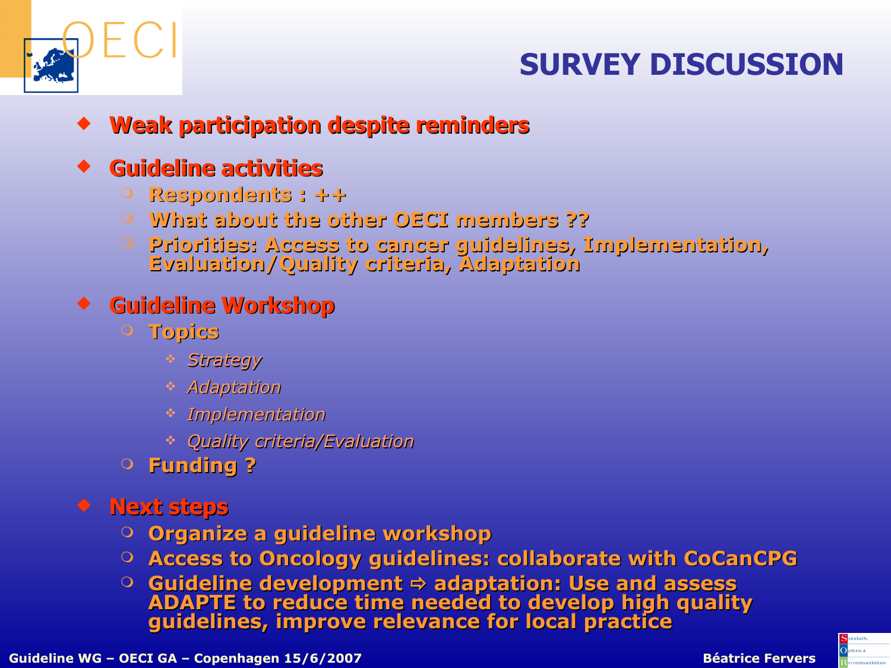# SURVEY DISCUSSION

- **Weak participation despite reminders**
- **Guideline activities**
  - **Respondents : ++**
  - **What about the other OECI members ??**
  - **Priorities: Access to cancer guidelines, Implementation, Evaluation/Quality criteria, Adaptation**
- **Guideline Workshop**
  - **Topics**
    - *Strategy*
    - *Adaptation*
    - *Implementation*
    - *Quality criteria/Evaluation*
  - **Funding ?**
- **Next steps**
  - **Organize a guideline workshop**
  - **Access to Oncology guidelines: collaborate with CoCanCPG**
  - **Guideline development ⇨ adaptation: Use and assess ADAPTE to reduce time needed to develop high quality guidelines, improve relevance for local practice**

Guideline WG – OECI GA – Copenhagen 15/6/2007

Béatrice Fervers